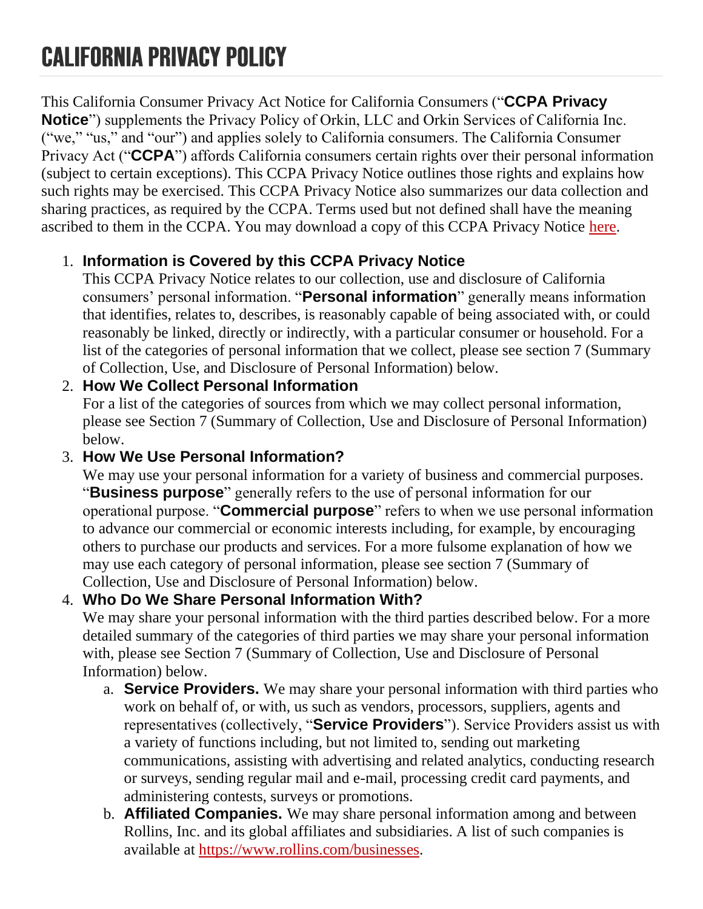# CALIFORNIA PRIVACY POLICY

This California Consumer Privacy Act Notice for California Consumers ("**CCPA Privacy Notice**") supplements the Privacy Policy of Orkin, LLC and Orkin Services of California Inc. ("we," "us," and "our") and applies solely to California consumers. The California Consumer Privacy Act ("**CCPA**") affords California consumers certain rights over their personal information (subject to certain exceptions). This CCPA Privacy Notice outlines those rights and explains how such rights may be exercised. This CCPA Privacy Notice also summarizes our data collection and sharing practices, as required by the CCPA. Terms used but not defined shall have the meaning ascribed to them in the CCPA. You may download a copy of this CCPA Privacy Notice here.

1. **Information is Covered by this CCPA Privacy Notice**
   This CCPA Privacy Notice relates to our collection, use and disclosure of California consumers' personal information. "**Personal information**" generally means information that identifies, relates to, describes, is reasonably capable of being associated with, or could reasonably be linked, directly or indirectly, with a particular consumer or household. For a list of the categories of personal information that we collect, please see section 7 (Summary of Collection, Use, and Disclosure of Personal Information) below.
2. **How We Collect Personal Information**
   For a list of the categories of sources from which we may collect personal information, please see Section 7 (Summary of Collection, Use and Disclosure of Personal Information) below.
3. **How We Use Personal Information?**
   We may use your personal information for a variety of business and commercial purposes. "**Business purpose**" generally refers to the use of personal information for our operational purpose. "**Commercial purpose**" refers to when we use personal information to advance our commercial or economic interests including, for example, by encouraging others to purchase our products and services. For a more fulsome explanation of how we may use each category of personal information, please see section 7 (Summary of Collection, Use and Disclosure of Personal Information) below.
4. **Who Do We Share Personal Information With?**
   We may share your personal information with the third parties described below. For a more detailed summary of the categories of third parties we may share your personal information with, please see Section 7 (Summary of Collection, Use and Disclosure of Personal Information) below.
   a. **Service Providers.** We may share your personal information with third parties who work on behalf of, or with, us such as vendors, processors, suppliers, agents and representatives (collectively, "**Service Providers**"). Service Providers assist us with a variety of functions including, but not limited to, sending out marketing communications, assisting with advertising and related analytics, conducting research or surveys, sending regular mail and e-mail, processing credit card payments, and administering contests, surveys or promotions.
   b. **Affiliated Companies.** We may share personal information among and between Rollins, Inc. and its global affiliates and subsidiaries. A list of such companies is available at https://www.rollins.com/businesses.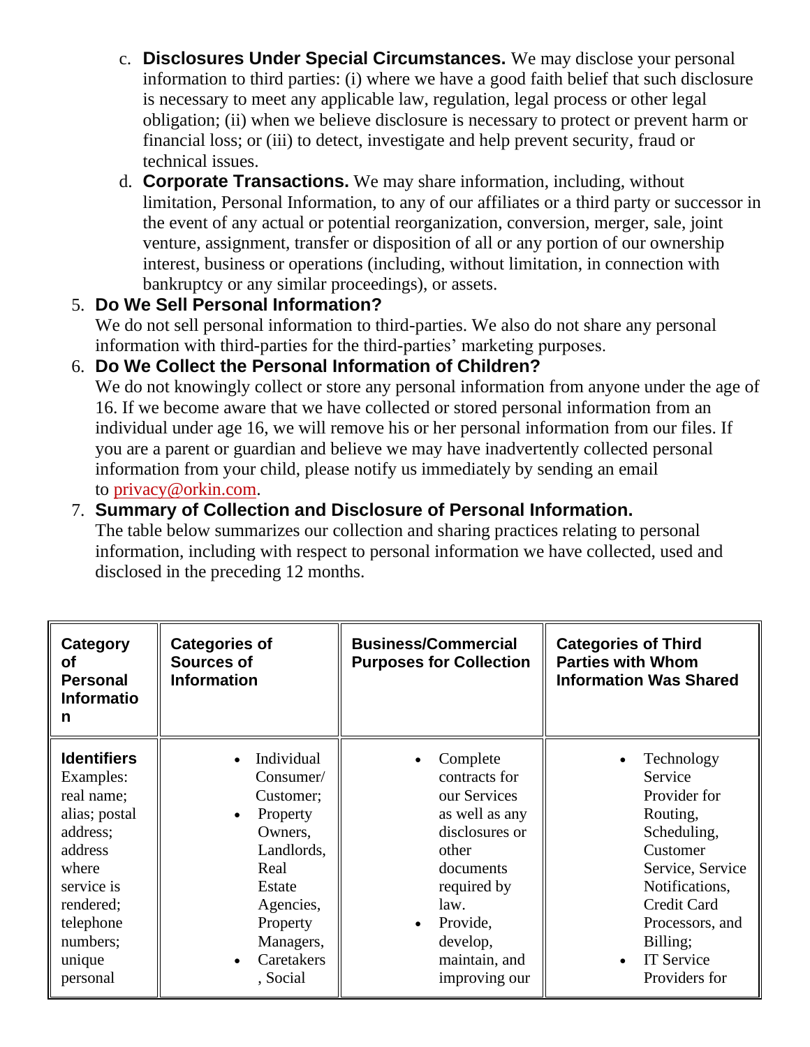c. **Disclosures Under Special Circumstances.** We may disclose your personal information to third parties: (i) where we have a good faith belief that such disclosure is necessary to meet any applicable law, regulation, legal process or other legal obligation; (ii) when we believe disclosure is necessary to protect or prevent harm or financial loss; or (iii) to detect, investigate and help prevent security, fraud or technical issues.

d. **Corporate Transactions.** We may share information, including, without limitation, Personal Information, to any of our affiliates or a third party or successor in the event of any actual or potential reorganization, conversion, merger, sale, joint venture, assignment, transfer or disposition of all or any portion of our ownership interest, business or operations (including, without limitation, in connection with bankruptcy or any similar proceedings), or assets.

5. **Do We Sell Personal Information?**
We do not sell personal information to third-parties. We also do not share any personal information with third-parties for the third-parties' marketing purposes.

6. **Do We Collect the Personal Information of Children?**
We do not knowingly collect or store any personal information from anyone under the age of 16. If we become aware that we have collected or stored personal information from an individual under age 16, we will remove his or her personal information from our files. If you are a parent or guardian and believe we may have inadvertently collected personal information from your child, please notify us immediately by sending an email to privacy@orkin.com.

7. **Summary of Collection and Disclosure of Personal Information.**
The table below summarizes our collection and sharing practices relating to personal information, including with respect to personal information we have collected, used and disclosed in the preceding 12 months.

| Category of Personal Information | Categories of Sources of Information | Business/Commercial Purposes for Collection | Categories of Third Parties with Whom Information Was Shared |
|---|---|---|---|
| **Identifiers** Examples: real name; alias; postal address; address where service is rendered; telephone numbers; unique personal | • Individual Consumer/ Customer; • Property Owners, Landlords, Real Estate Agencies, Property Managers, • Caretakers , Social | • Complete contracts for our Services as well as any disclosures or other documents required by law. • Provide, develop, maintain, and improving our | • Technology Service Provider for Routing, Scheduling, Customer Service, Service Notifications, Credit Card Processors, and Billing; • IT Service Providers for |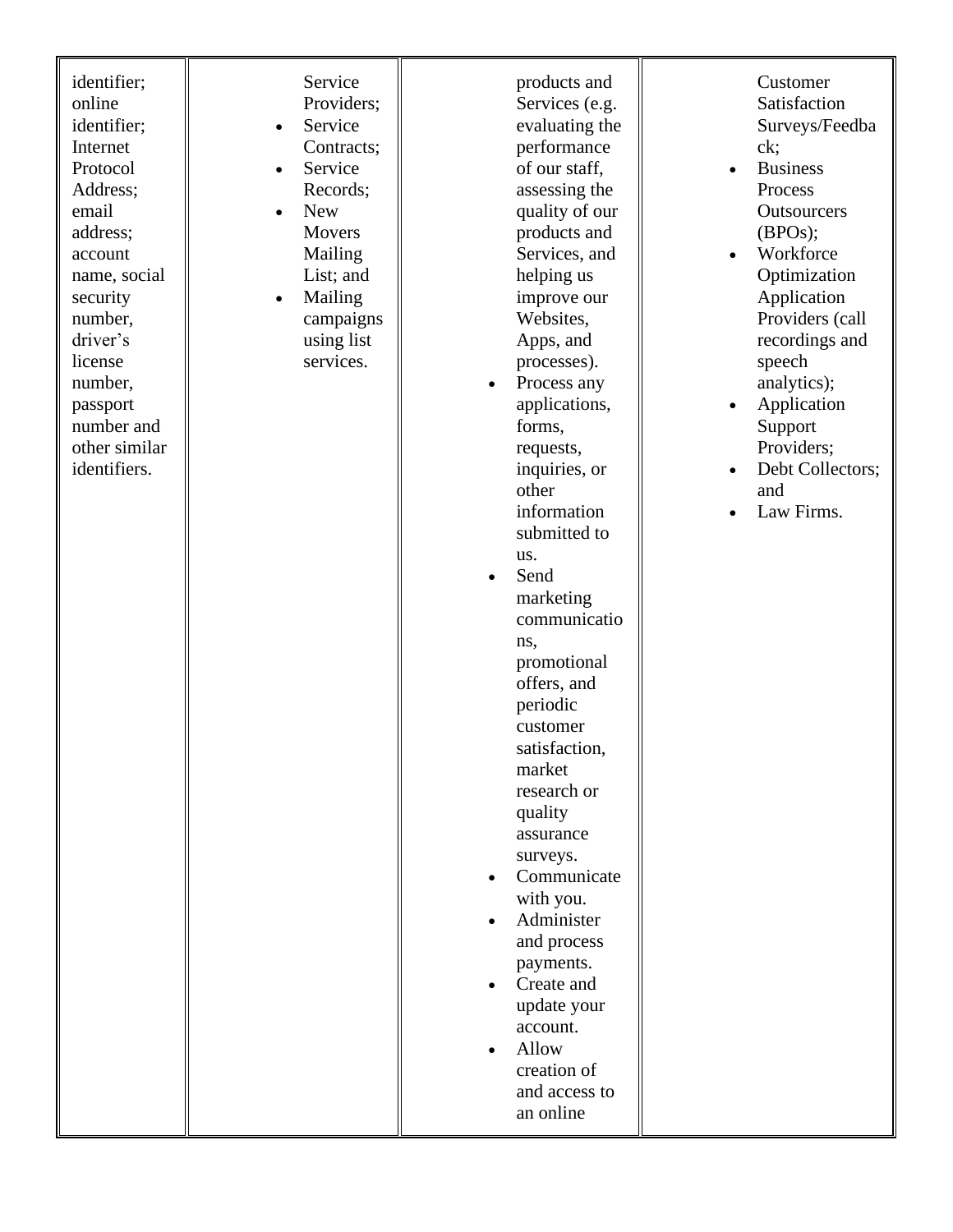| | | | |
|---|---|---|---|
| identifier; online identifier; Internet Protocol Address; email address; account name, social security number, driver's license number, passport number and other similar identifiers. | Service Providers;<br>• Service Contracts;<br>• Service Records;<br>• New Movers Mailing List; and<br>• Mailing campaigns using list services. | products and Services (e.g. evaluating the performance of our staff, assessing the quality of our products and Services, and helping us improve our Websites, Apps, and processes).<br>• Process any applications, forms, requests, inquiries, or other information submitted to us.<br>• Send marketing communications, promotional offers, and periodic customer satisfaction, market research or quality assurance surveys.<br>• Communicate with you.<br>• Administer and process payments.<br>• Create and update your account.<br>• Allow creation of and access to an online | Customer Satisfaction Surveys/Feedback;<br>• Business Process Outsourcers (BPOs);<br>• Workforce Optimization Application Providers (call recordings and speech analytics);<br>• Application Support Providers;<br>• Debt Collectors; and<br>• Law Firms. |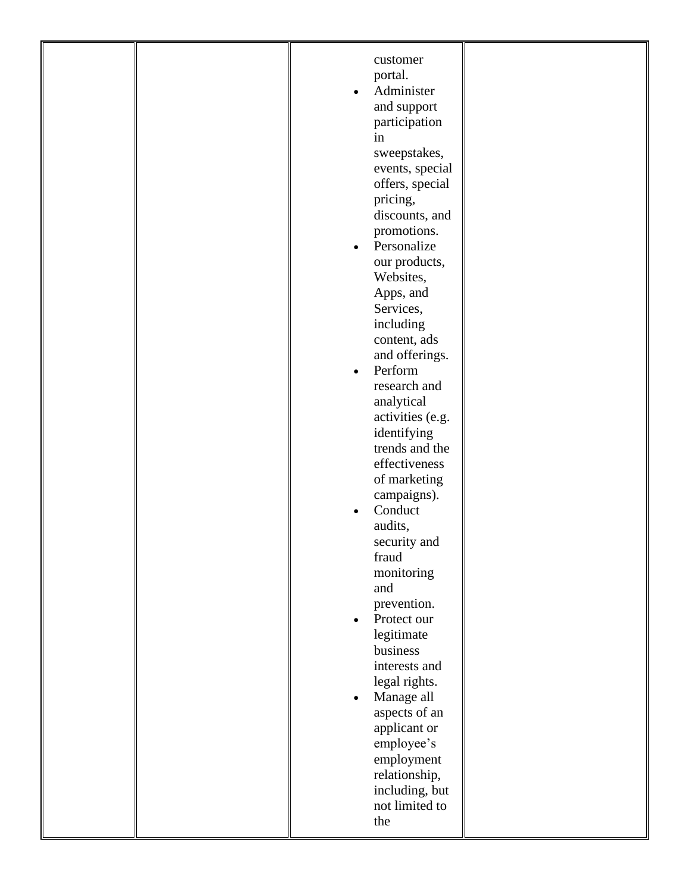| | | | |
|---|---|---|---|
| | | customer portal.<br>• Administer and support participation in sweepstakes, events, special offers, special pricing, discounts, and promotions.<br>• Personalize our products, Websites, Apps, and Services, including content, ads and offerings.<br>• Perform research and analytical activities (e.g. identifying trends and the effectiveness of marketing campaigns).<br>• Conduct audits, security and fraud monitoring and prevention.<br>• Protect our legitimate business interests and legal rights.<br>• Manage all aspects of an applicant or employee's employment relationship, including, but not limited to the | |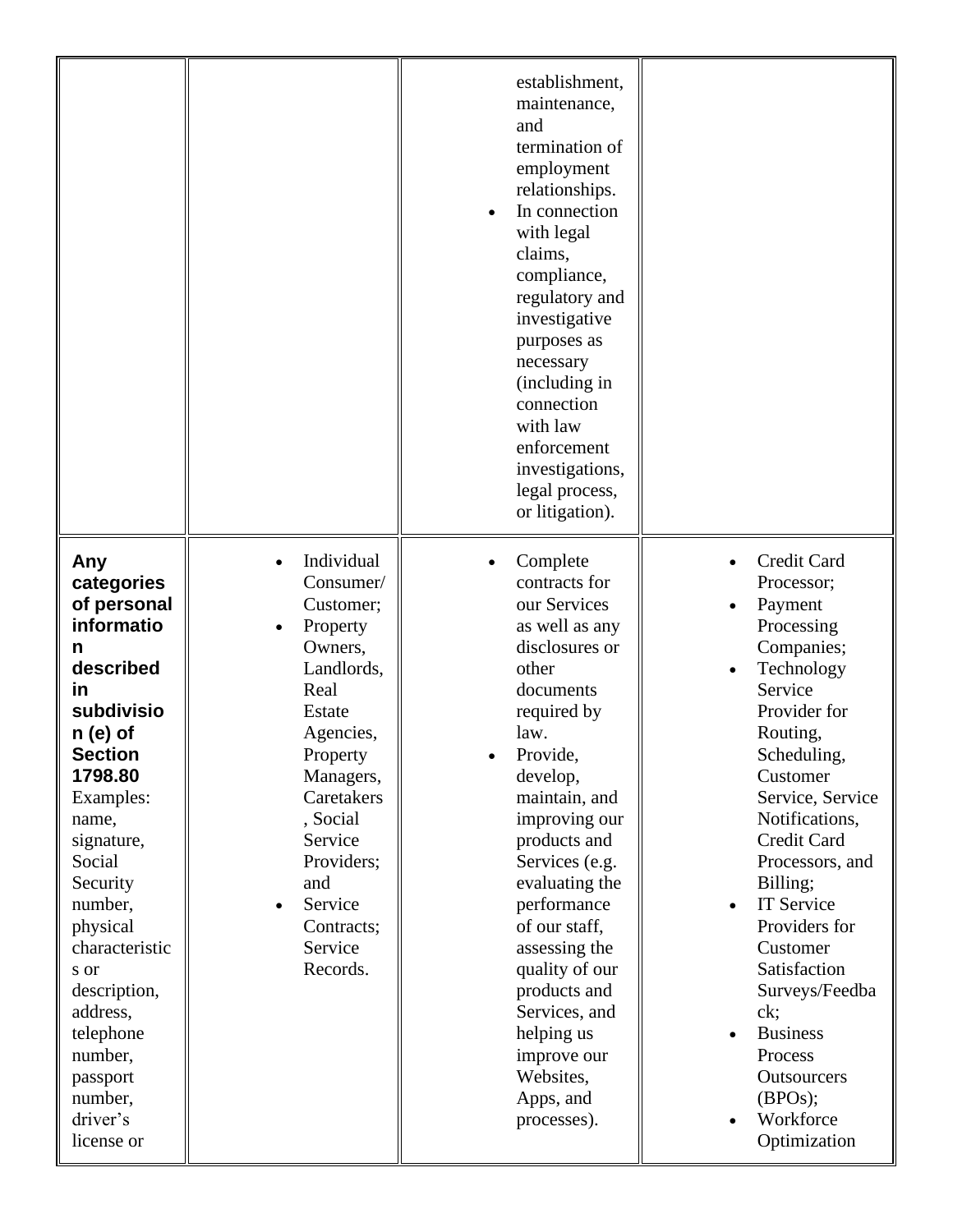| | | | |
|---|---|---|---|
| | | establishment, maintenance, and termination of employment relationships.<br>• In connection with legal claims, compliance, regulatory and investigative purposes as necessary (including in connection with law enforcement investigations, legal process, or litigation). | |
| **Any categories of personal information described in subdivision (e) of Section 1798.80**<br>Examples: name, signature, Social Security number, physical characteristics or description, address, telephone number, passport number, driver's license or | • Individual Consumer/ Customer;<br>• Property Owners, Landlords, Real Estate Agencies, Property Managers, Caretakers, Social Service Providers; and<br>• Service Contracts; Service Records. | • Complete contracts for our Services as well as any disclosures or other documents required by law.<br>• Provide, develop, maintain, and improving our products and Services (e.g. evaluating the performance of our staff, assessing the quality of our products and Services, and helping us improve our Websites, Apps, and processes). | • Credit Card Processor;<br>• Payment Processing Companies;<br>• Technology Service Provider for Routing, Scheduling, Customer Service, Service Notifications, Credit Card Processors, and Billing;<br>• IT Service Providers for Customer Satisfaction Surveys/Feedback;<br>• Business Process Outsourcers (BPOs);<br>• Workforce Optimization |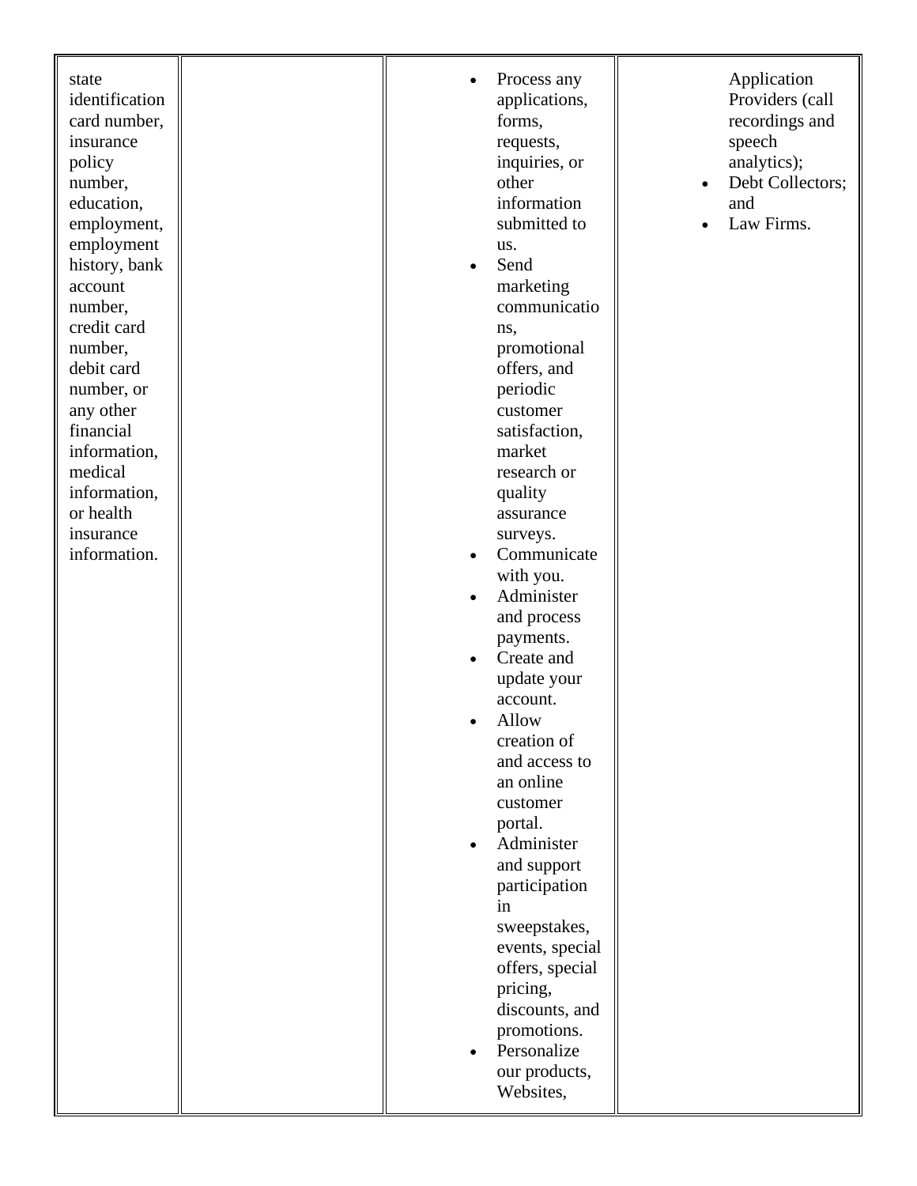| | | | |
|---|---|---|---|
| state identification card number, insurance policy number, education, employment, employment history, bank account number, credit card number, debit card number, or any other financial information, medical information, or health insurance information. | | • Process any applications, forms, requests, inquiries, or other information submitted to us.<br>• Send marketing communications, promotional offers, and periodic customer satisfaction, market research or quality assurance surveys.<br>• Communicate with you.<br>• Administer and process payments.<br>• Create and update your account.<br>• Allow creation of and access to an online customer portal.<br>• Administer and support participation in sweepstakes, events, special offers, special pricing, discounts, and promotions.<br>• Personalize our products, Websites, | Application Providers (call recordings and speech analytics);<br>• Debt Collectors; and<br>• Law Firms. |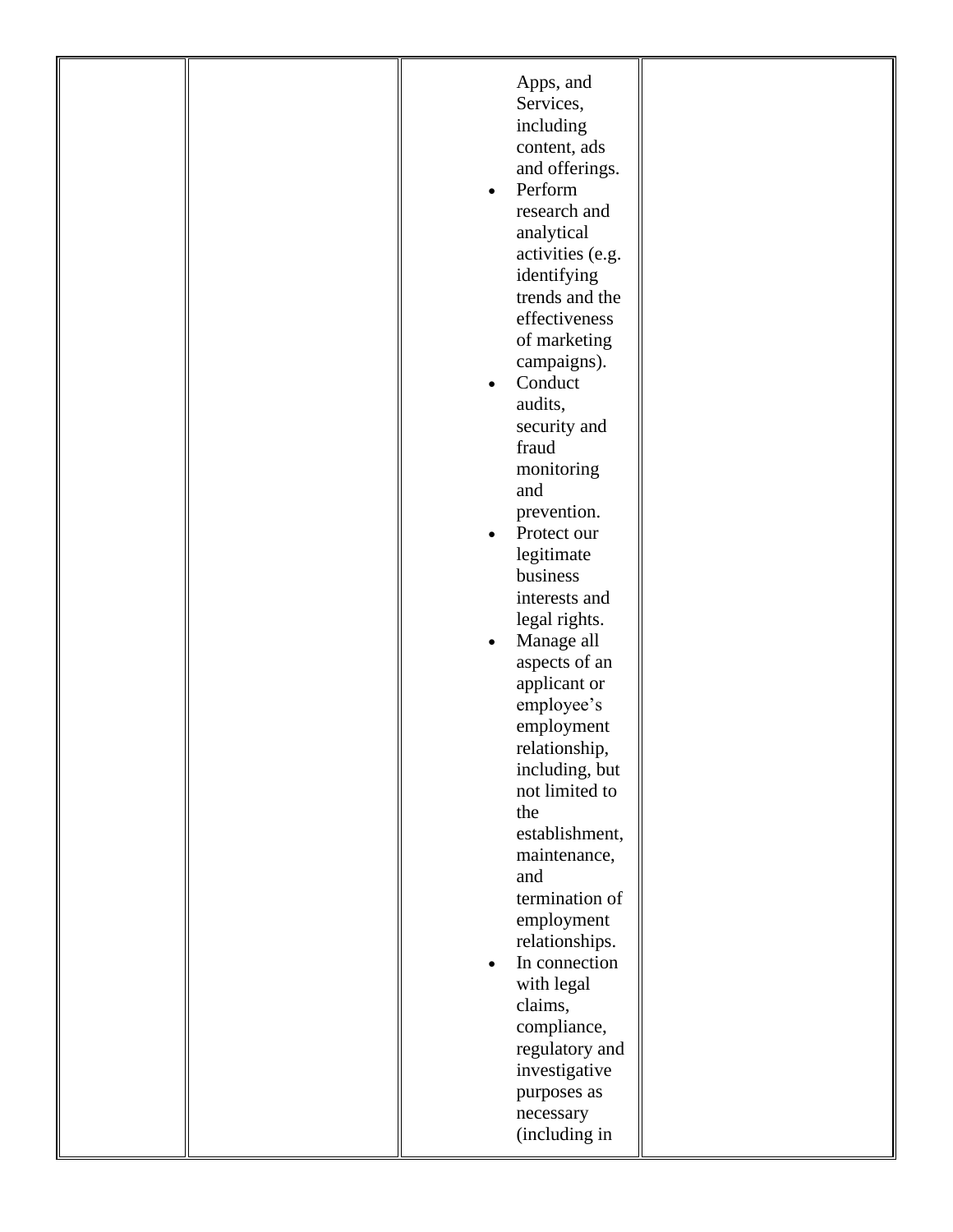| | | | |
|---|---|---|---|
| | | Apps, and Services, including content, ads and offerings.<br>• Perform research and analytical activities (e.g. identifying trends and the effectiveness of marketing campaigns).<br>• Conduct audits, security and fraud monitoring and prevention.<br>• Protect our legitimate business interests and legal rights.<br>• Manage all aspects of an applicant or employee's employment relationship, including, but not limited to the establishment, maintenance, and termination of employment relationships.<br>• In connection with legal claims, compliance, regulatory and investigative purposes as necessary (including in | |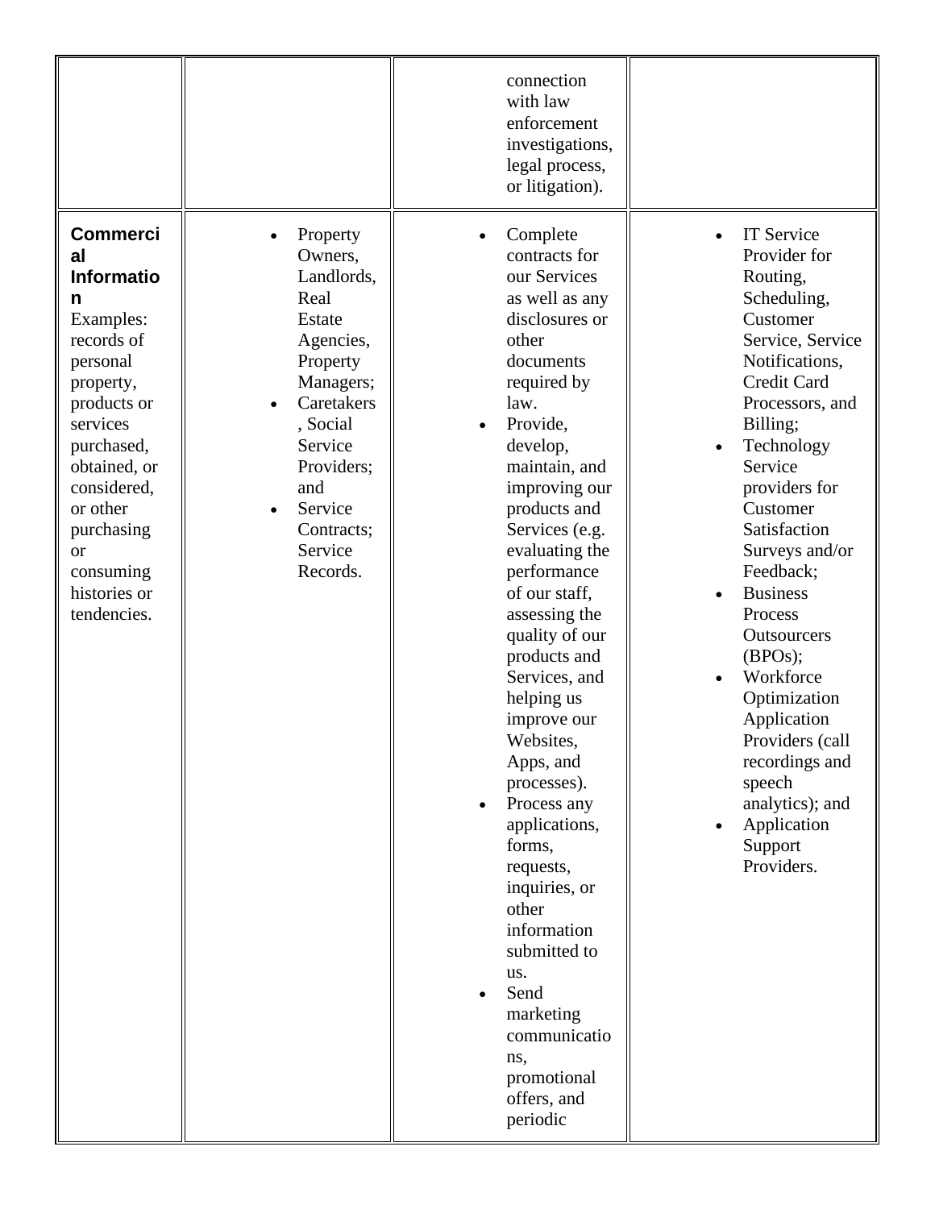| | | | |
|---|---|---|---|
| | | connection with law enforcement investigations, legal process, or litigation). | |
| **Commercial Information** Examples: records of personal property, products or services purchased, obtained, or considered, or other purchasing or consuming histories or tendencies. | • Property Owners, Landlords, Real Estate Agencies, Property Managers; • Caretakers, Social Service Providers; and • Service Contracts; Service Records. | • Complete contracts for our Services as well as any disclosures or other documents required by law. • Provide, develop, maintain, and improving our products and Services (e.g. evaluating the performance of our staff, assessing the quality of our products and Services, and helping us improve our Websites, Apps, and processes). • Process any applications, forms, requests, inquiries, or other information submitted to us. • Send marketing communications, promotional offers, and periodic | • IT Service Provider for Routing, Scheduling, Customer Service, Service Notifications, Credit Card Processors, and Billing; • Technology Service providers for Customer Satisfaction Surveys and/or Feedback; • Business Process Outsourcers (BPOs); • Workforce Optimization Application Providers (call recordings and speech analytics); and • Application Support Providers. |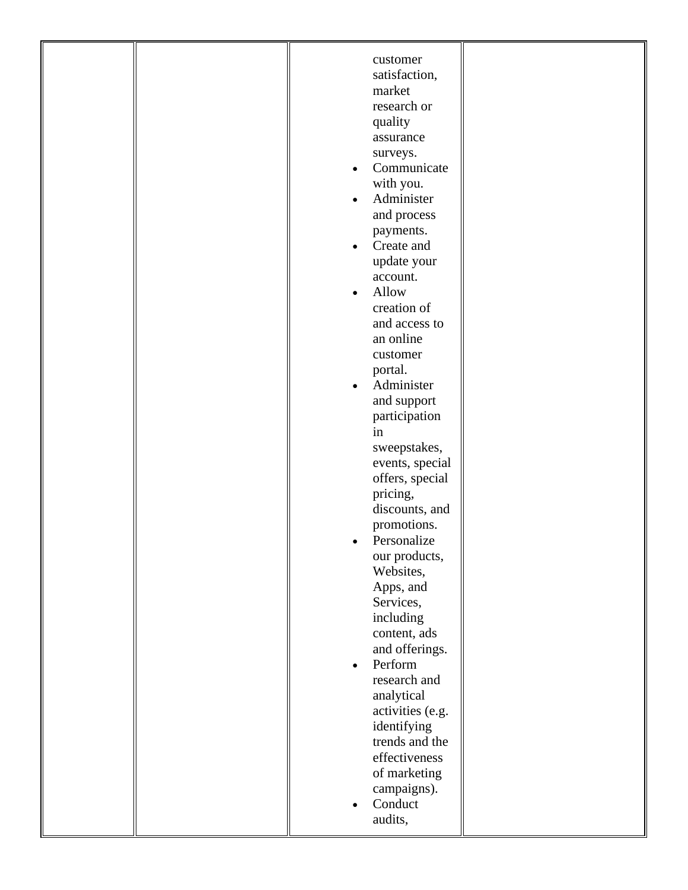| | | | |
|---|---|---|---|
| | | customer satisfaction, market research or quality assurance surveys.<br>• Communicate with you.<br>• Administer and process payments.<br>• Create and update your account.<br>• Allow creation of and access to an online customer portal.<br>• Administer and support participation in sweepstakes, events, special offers, special pricing, discounts, and promotions.<br>• Personalize our products, Websites, Apps, and Services, including content, ads and offerings.<br>• Perform research and analytical activities (e.g. identifying trends and the effectiveness of marketing campaigns).<br>• Conduct audits, | |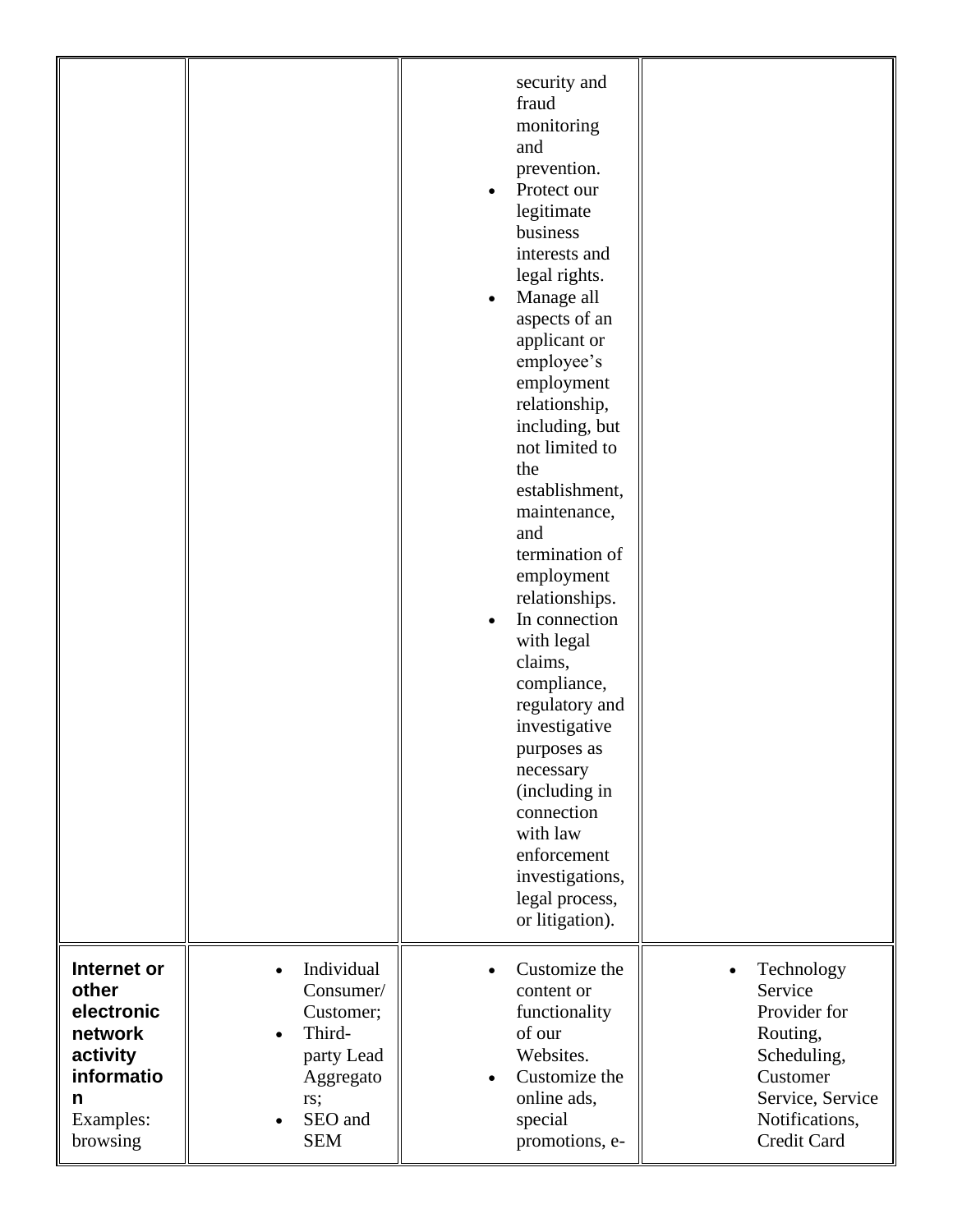| | | | |
|---|---|---|---|
| | | security and fraud monitoring and prevention.<br>• Protect our legitimate business interests and legal rights.<br>• Manage all aspects of an applicant or employee's employment relationship, including, but not limited to the establishment, maintenance, and termination of employment relationships.<br>• In connection with legal claims, compliance, regulatory and investigative purposes as necessary (including in connection with law enforcement investigations, legal process, or litigation). | |
| **Internet or other electronic network activity information** Examples: browsing | • Individual Consumer/ Customer;<br>• Third-party Lead Aggregators;<br>• SEO and SEM | • Customize the content or functionality of our Websites.<br>• Customize the online ads, special promotions, e- | • Technology Service Provider for Routing, Scheduling, Customer Service, Service Notifications, Credit Card |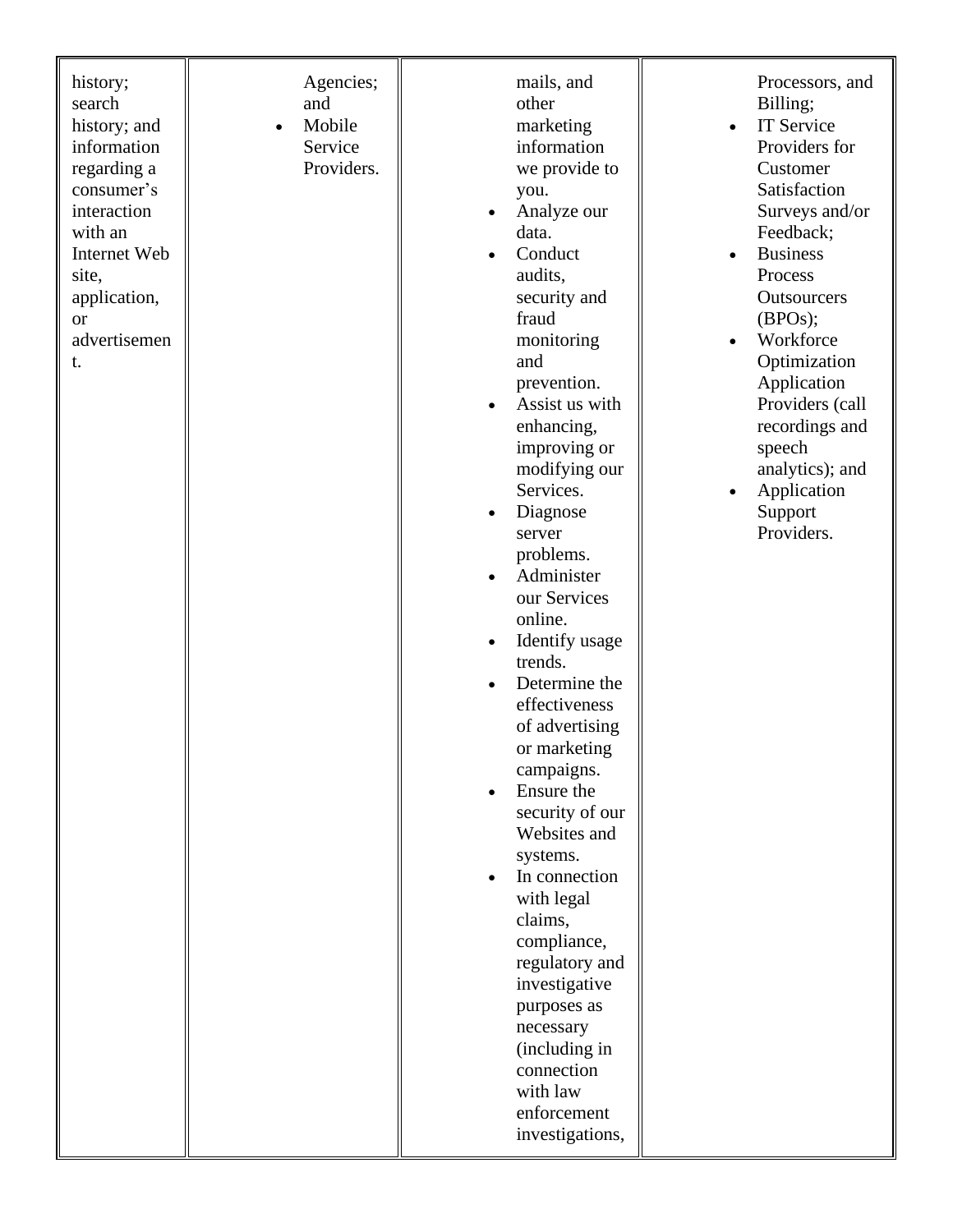| | | | |
|---|---|---|---|
| history; search history; and information regarding a consumer's interaction with an Internet Web site, application, or advertisement. | Agencies; and<br>• Mobile Service Providers. | mails, and other marketing information we provide to you.<br>• Analyze our data.<br>• Conduct audits, security and fraud monitoring and prevention.<br>• Assist us with enhancing, improving or modifying our Services.<br>• Diagnose server problems.<br>• Administer our Services online.<br>• Identify usage trends.<br>• Determine the effectiveness of advertising or marketing campaigns.<br>• Ensure the security of our Websites and systems.<br>• In connection with legal claims, compliance, regulatory and investigative purposes as necessary (including in connection with law enforcement investigations, | Processors, and Billing;<br>• IT Service Providers for Customer Satisfaction Surveys and/or Feedback;<br>• Business Process Outsourcers (BPOs);<br>• Workforce Optimization Application Providers (call recordings and speech analytics); and<br>• Application Support Providers. |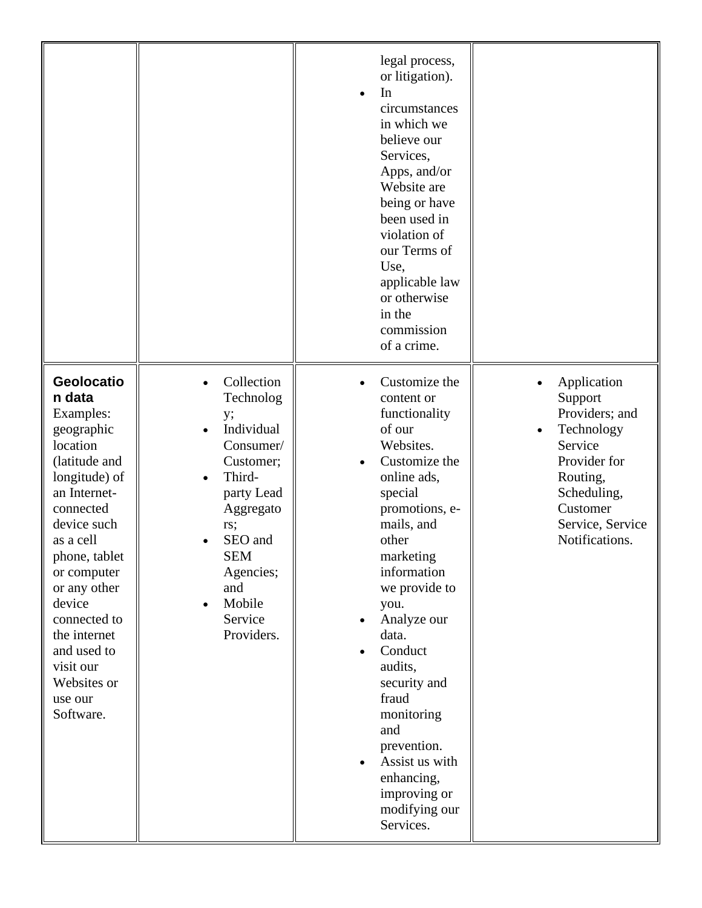| | | | |
|---|---|---|---|
| | | legal process, or litigation).<br>• In circumstances in which we believe our Services, Apps, and/or Website are being or have been used in violation of our Terms of Use, applicable law or otherwise in the commission of a crime. | |
| **Geolocation data**<br>Examples: geographic location (latitude and longitude) of an Internet-connected device such as a cell phone, tablet or computer or any other device connected to the internet and used to visit our Websites or use our Software. | • Collection Technology;<br>• Individual Consumer/Customer;<br>• Third-party Lead Aggregators;<br>• SEO and SEM Agencies; and<br>• Mobile Service Providers. | • Customize the content or functionality of our Websites.<br>• Customize the online ads, special promotions, e-mails, and other marketing information we provide to you.<br>• Analyze our data.<br>• Conduct audits, security and fraud monitoring and prevention.<br>• Assist us with enhancing, improving or modifying our Services. | • Application Support Providers; and<br>• Technology Service Provider for Routing, Scheduling, Customer Service, Service Notifications. |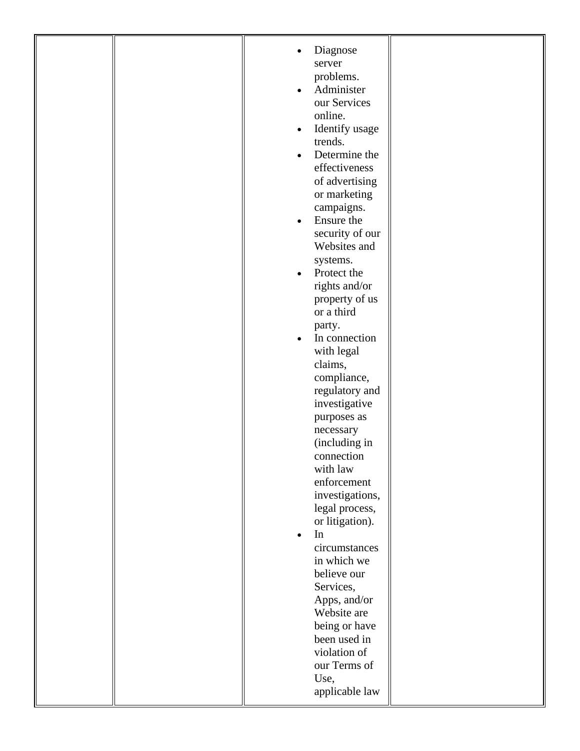|  |  |  |  |
|---|---|---|---|
|  |  | • Diagnose server problems.<br>• Administer our Services online.<br>• Identify usage trends.<br>• Determine the effectiveness of advertising or marketing campaigns.<br>• Ensure the security of our Websites and systems.<br>• Protect the rights and/or property of us or a third party.<br>• In connection with legal claims, compliance, regulatory and investigative purposes as necessary (including in connection with law enforcement investigations, legal process, or litigation).<br>• In circumstances in which we believe our Services, Apps, and/or Website are being or have been used in violation of our Terms of Use, applicable law |  |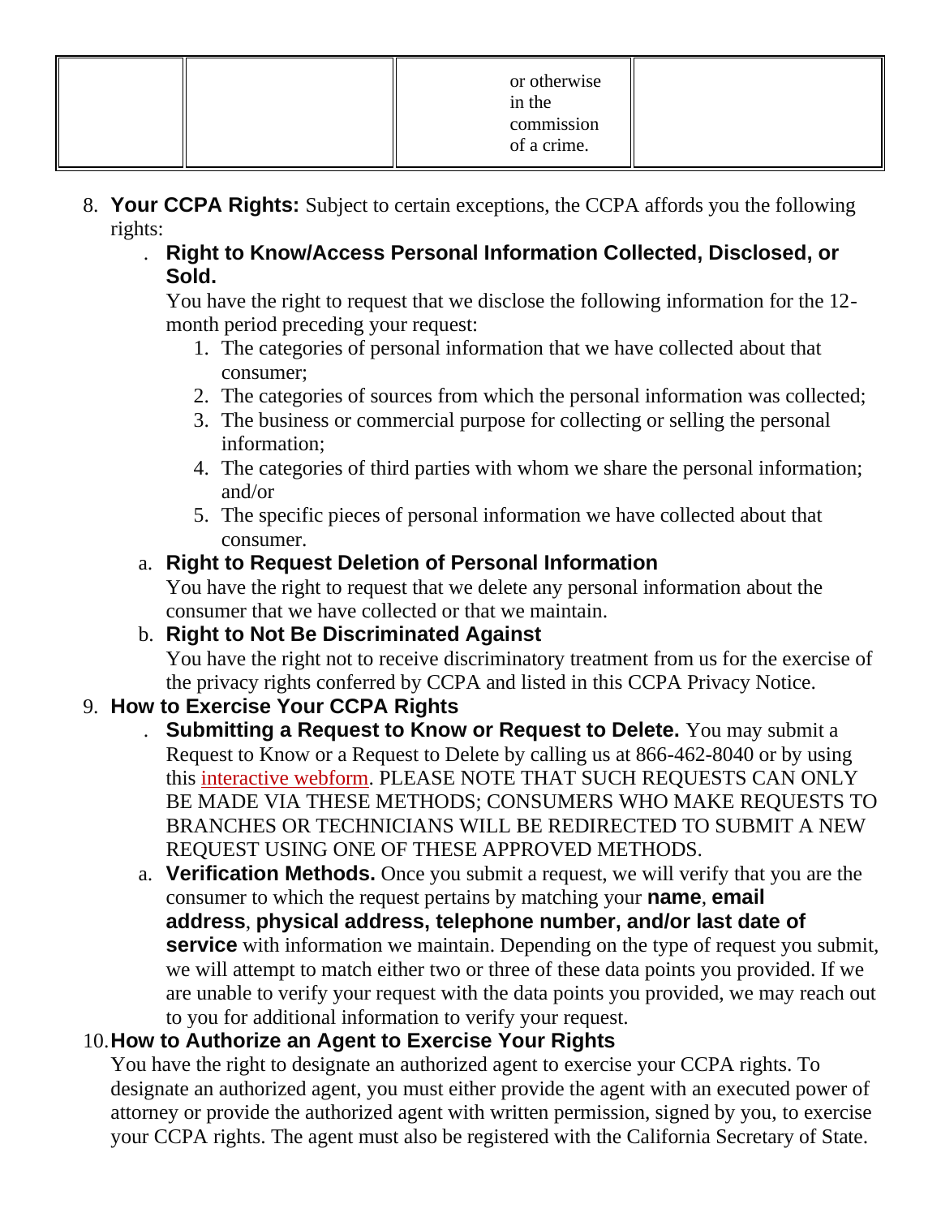| | | or otherwise in the commission of a crime. | |
|---|---|---|---|

8. **Your CCPA Rights:** Subject to certain exceptions, the CCPA affords you the following rights:
   . **Right to Know/Access Personal Information Collected, Disclosed, or Sold.**
   You have the right to request that we disclose the following information for the 12-month period preceding your request:
      1. The categories of personal information that we have collected about that consumer;
      2. The categories of sources from which the personal information was collected;
      3. The business or commercial purpose for collecting or selling the personal information;
      4. The categories of third parties with whom we share the personal information; and/or
      5. The specific pieces of personal information we have collected about that consumer.

   a. **Right to Request Deletion of Personal Information**
   You have the right to request that we delete any personal information about the consumer that we have collected or that we maintain.

   b. **Right to Not Be Discriminated Against**
   You have the right not to receive discriminatory treatment from us for the exercise of the privacy rights conferred by CCPA and listed in this CCPA Privacy Notice.

9. **How to Exercise Your CCPA Rights**
   . **Submitting a Request to Know or Request to Delete.** You may submit a Request to Know or a Request to Delete by calling us at 866-462-8040 or by using this interactive webform. PLEASE NOTE THAT SUCH REQUESTS CAN ONLY BE MADE VIA THESE METHODS; CONSUMERS WHO MAKE REQUESTS TO BRANCHES OR TECHNICIANS WILL BE REDIRECTED TO SUBMIT A NEW REQUEST USING ONE OF THESE APPROVED METHODS.

   a. **Verification Methods.** Once you submit a request, we will verify that you are the consumer to which the request pertains by matching your **name**, **email address**, **physical address, telephone number, and/or last date of service** with information we maintain. Depending on the type of request you submit, we will attempt to match either two or three of these data points you provided. If we are unable to verify your request with the data points you provided, we may reach out to you for additional information to verify your request.

10. **How to Authorize an Agent to Exercise Your Rights**
    You have the right to designate an authorized agent to exercise your CCPA rights. To designate an authorized agent, you must either provide the agent with an executed power of attorney or provide the authorized agent with written permission, signed by you, to exercise your CCPA rights. The agent must also be registered with the California Secretary of State.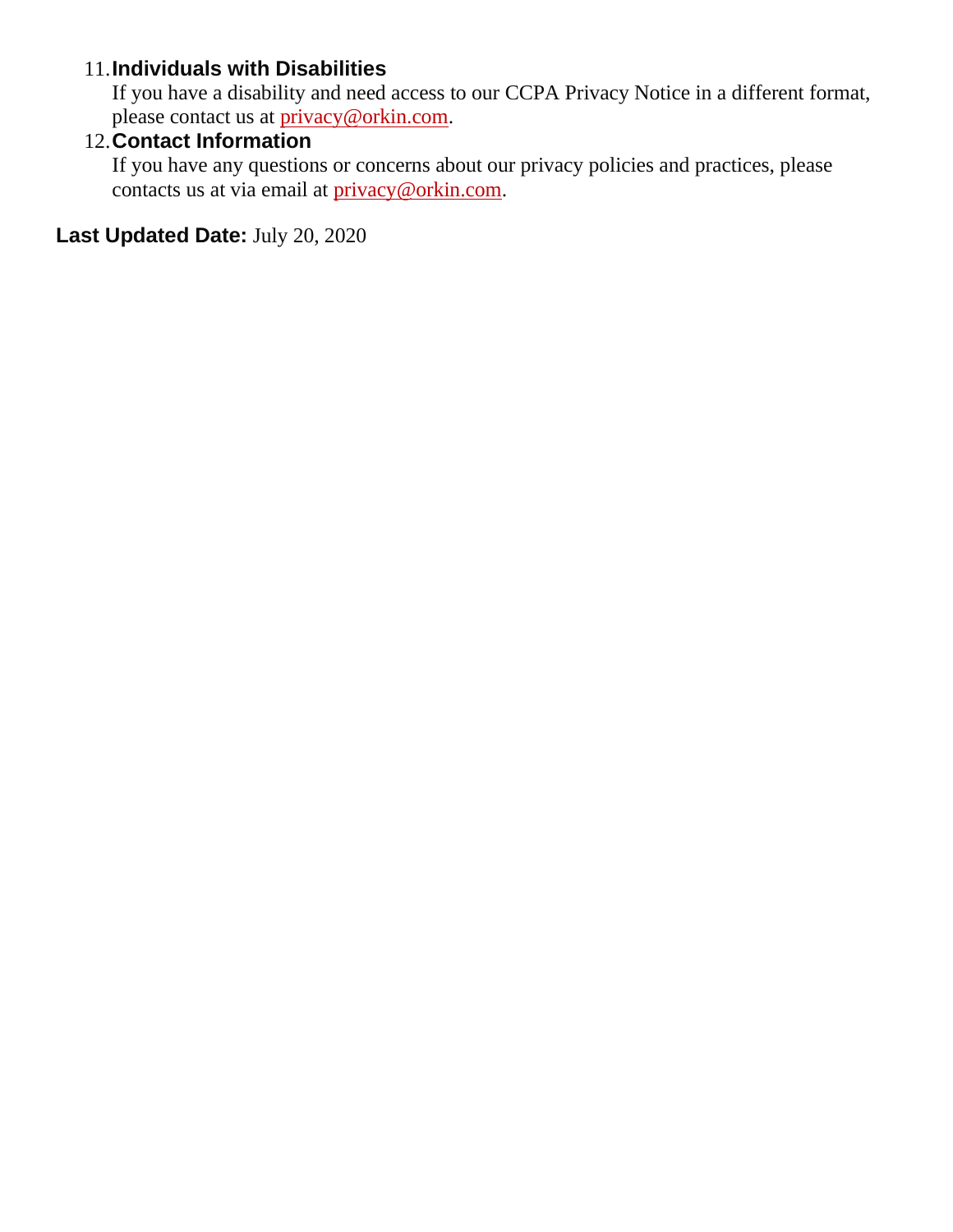11. **Individuals with Disabilities**
    If you have a disability and need access to our CCPA Privacy Notice in a different format, please contact us at privacy@orkin.com.
12. **Contact Information**
    If you have any questions or concerns about our privacy policies and practices, please contacts us at via email at privacy@orkin.com.

**Last Updated Date:** July 20, 2020